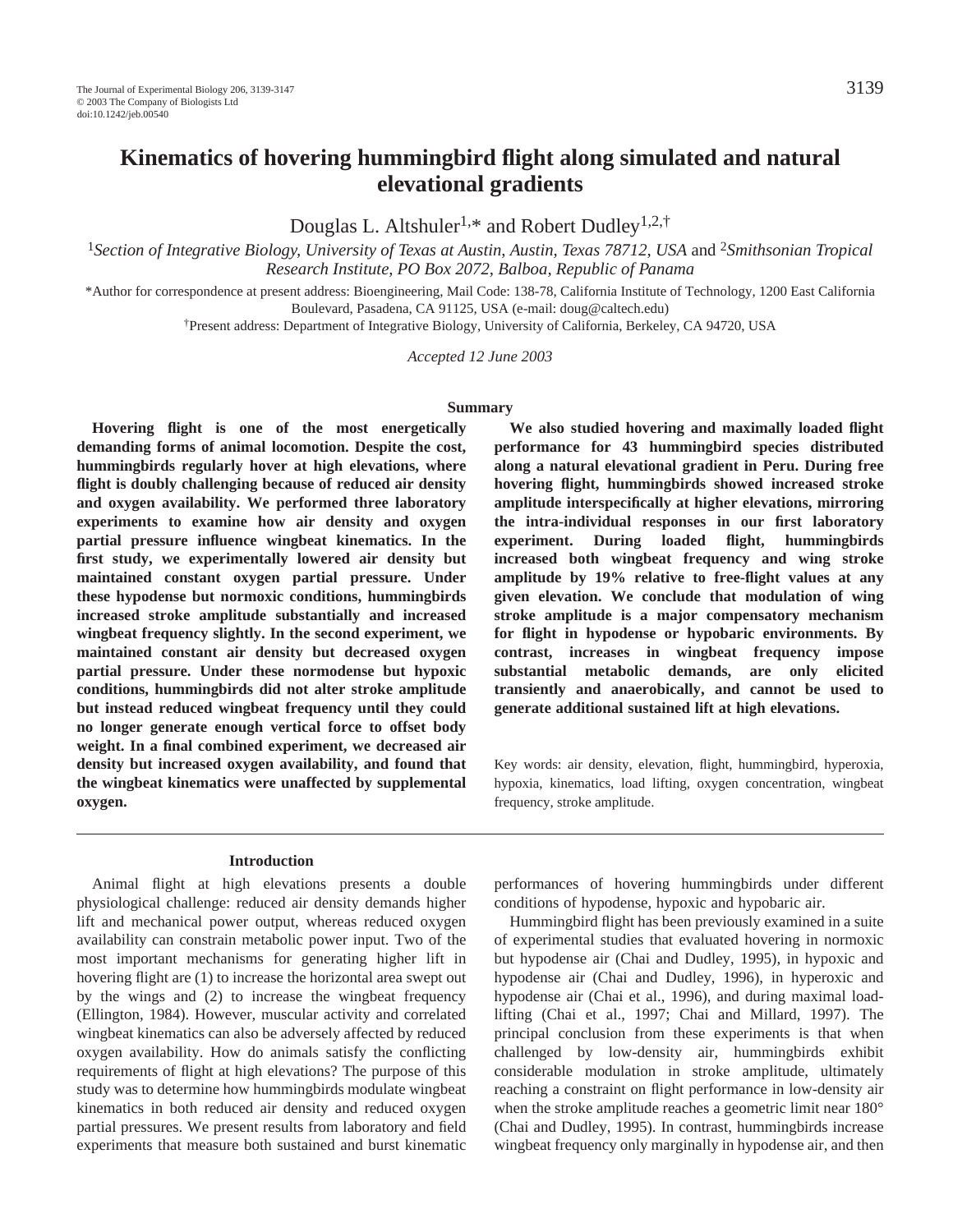# Kinematics of hovering hummingbird flight along simulated and natural elevational gradients

Douglas L. Altshuler[1,*] and Robert Dudley[1,2,†]

[1]*Section of Integrative Biology, University of Texas at Austin, Austin, Texas 78712, USA* and [2]*Smithsonian Tropical Research Institute, PO Box 2072, Balboa, Republic of Panama*

*Author for correspondence at present address: Bioengineering, Mail Code: 138-78, California Institute of Technology, 1200 East California Boulevard, Pasadena, CA 91125, USA (e-mail: doug@caltech.edu)

†Present address: Department of Integrative Biology, University of California, Berkeley, CA 94720, USA

*Accepted 12 June 2003*

## Summary

**Hovering flight is one of the most energetically demanding forms of animal locomotion. Despite the cost, hummingbirds regularly hover at high elevations, where flight is doubly challenging because of reduced air density and oxygen availability. We performed three laboratory experiments to examine how air density and oxygen partial pressure influence wingbeat kinematics. In the first study, we experimentally lowered air density but maintained constant oxygen partial pressure. Under these hypodense but normoxic conditions, hummingbirds increased stroke amplitude substantially and increased wingbeat frequency slightly. In the second experiment, we maintained constant air density but decreased oxygen partial pressure. Under these normodense but hypoxic conditions, hummingbirds did not alter stroke amplitude but instead reduced wingbeat frequency until they could no longer generate enough vertical force to offset body weight. In a final combined experiment, we decreased air density but increased oxygen availability, and found that the wingbeat kinematics were unaffected by supplemental oxygen.**

**We also studied hovering and maximally loaded flight performance for 43 hummingbird species distributed along a natural elevational gradient in Peru. During free hovering flight, hummingbirds showed increased stroke amplitude interspecifically at higher elevations, mirroring the intra-individual responses in our first laboratory experiment. During loaded flight, hummingbirds increased both wingbeat frequency and wing stroke amplitude by 19% relative to free-flight values at any given elevation. We conclude that modulation of wing stroke amplitude is a major compensatory mechanism for flight in hypodense or hypobaric environments. By contrast, increases in wingbeat frequency impose substantial metabolic demands, are only elicited transiently and anaerobically, and cannot be used to generate additional sustained lift at high elevations.**

Key words: air density, elevation, flight, hummingbird, hyperoxia, hypoxia, kinematics, load lifting, oxygen concentration, wingbeat frequency, stroke amplitude.

## Introduction

Animal flight at high elevations presents a double physiological challenge: reduced air density demands higher lift and mechanical power output, whereas reduced oxygen availability can constrain metabolic power input. Two of the most important mechanisms for generating higher lift in hovering flight are (1) to increase the horizontal area swept out by the wings and (2) to increase the wingbeat frequency (Ellington, 1984). However, muscular activity and correlated wingbeat kinematics can also be adversely affected by reduced oxygen availability. How do animals satisfy the conflicting requirements of flight at high elevations? The purpose of this study was to determine how hummingbirds modulate wingbeat kinematics in both reduced air density and reduced oxygen partial pressures. We present results from laboratory and field experiments that measure both sustained and burst kinematic performances of hovering hummingbirds under different conditions of hypodense, hypoxic and hypobaric air.

Hummingbird flight has been previously examined in a suite of experimental studies that evaluated hovering in normoxic but hypodense air (Chai and Dudley, 1995), in hypoxic and hypodense air (Chai and Dudley, 1996), in hyperoxic and hypodense air (Chai et al., 1996), and during maximal load-lifting (Chai et al., 1997; Chai and Millard, 1997). The principal conclusion from these experiments is that when challenged by low-density air, hummingbirds exhibit considerable modulation in stroke amplitude, ultimately reaching a constraint on flight performance in low-density air when the stroke amplitude reaches a geometric limit near 180° (Chai and Dudley, 1995). In contrast, hummingbirds increase wingbeat frequency only marginally in hypodense air, and then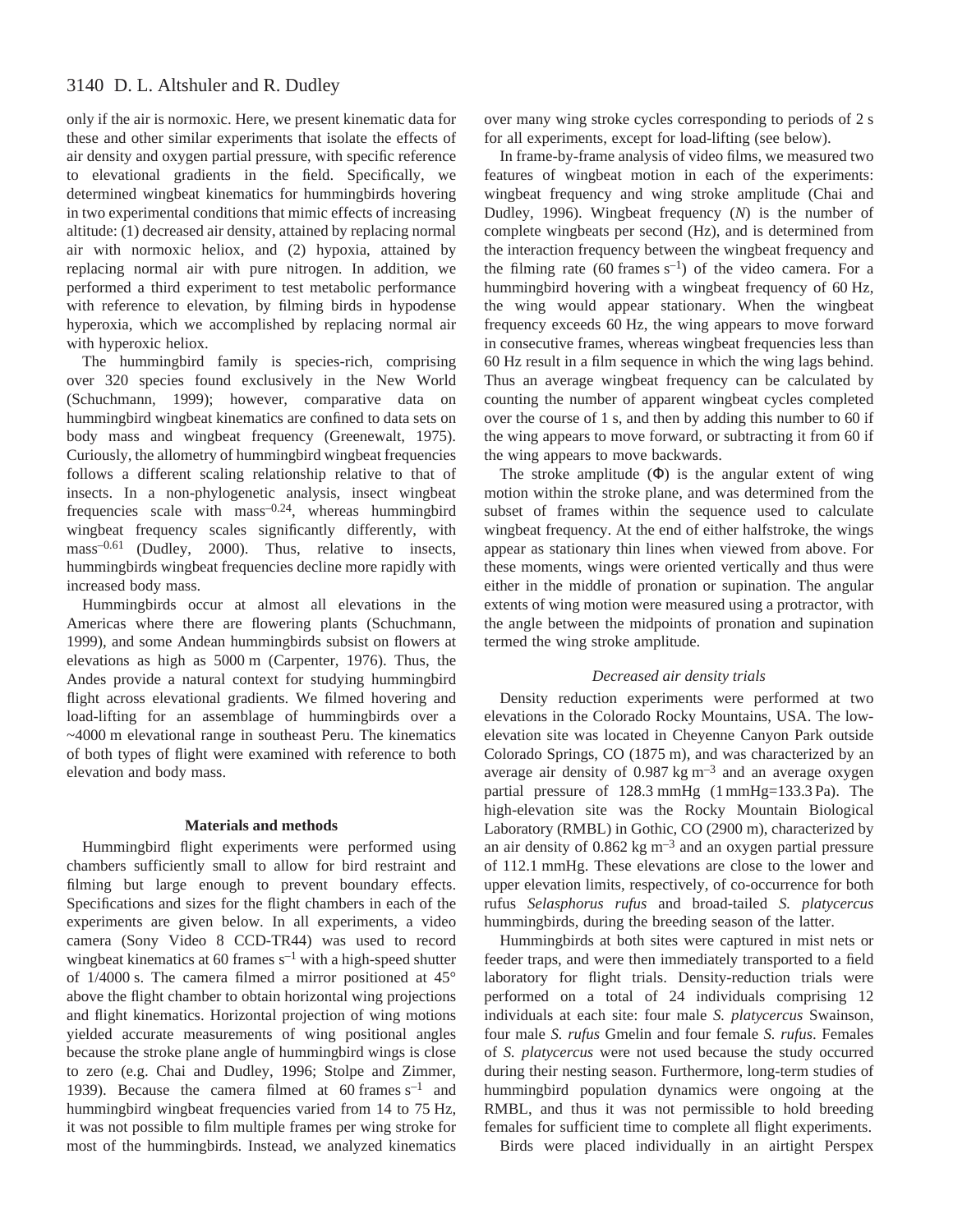only if the air is normoxic. Here, we present kinematic data for these and other similar experiments that isolate the effects of air density and oxygen partial pressure, with specific reference to elevational gradients in the field. Specifically, we determined wingbeat kinematics for hummingbirds hovering in two experimental conditions that mimic effects of increasing altitude: (1) decreased air density, attained by replacing normal air with normoxic heliox, and (2) hypoxia, attained by replacing normal air with pure nitrogen. In addition, we performed a third experiment to test metabolic performance with reference to elevation, by filming birds in hypodense hyperoxia, which we accomplished by replacing normal air with hyperoxic heliox.

The hummingbird family is species-rich, comprising over 320 species found exclusively in the New World (Schuchmann, 1999); however, comparative data on hummingbird wingbeat kinematics are confined to data sets on body mass and wingbeat frequency (Greenewalt, 1975). Curiously, the allometry of hummingbird wingbeat frequencies follows a different scaling relationship relative to that of insects. In a non-phylogenetic analysis, insect wingbeat frequencies scale with mass$^{-0.24}$, whereas hummingbird wingbeat frequency scales significantly differently, with mass$^{-0.61}$ (Dudley, 2000). Thus, relative to insects, hummingbirds wingbeat frequencies decline more rapidly with increased body mass.

Hummingbirds occur at almost all elevations in the Americas where there are flowering plants (Schuchmann, 1999), and some Andean hummingbirds subsist on flowers at elevations as high as 5000 m (Carpenter, 1976). Thus, the Andes provide a natural context for studying hummingbird flight across elevational gradients. We filmed hovering and load-lifting for an assemblage of hummingbirds over a ~4000 m elevational range in southeast Peru. The kinematics of both types of flight were examined with reference to both elevation and body mass.

## Materials and methods

Hummingbird flight experiments were performed using chambers sufficiently small to allow for bird restraint and filming but large enough to prevent boundary effects. Specifications and sizes for the flight chambers in each of the experiments are given below. In all experiments, a video camera (Sony Video 8 CCD-TR44) was used to record wingbeat kinematics at 60 frames s$^{-1}$ with a high-speed shutter of 1/4000 s. The camera filmed a mirror positioned at 45° above the flight chamber to obtain horizontal wing projections and flight kinematics. Horizontal projection of wing motions yielded accurate measurements of wing positional angles because the stroke plane angle of hummingbird wings is close to zero (e.g. Chai and Dudley, 1996; Stolpe and Zimmer, 1939). Because the camera filmed at 60 frames s$^{-1}$ and hummingbird wingbeat frequencies varied from 14 to 75 Hz, it was not possible to film multiple frames per wing stroke for most of the hummingbirds. Instead, we analyzed kinematics over many wing stroke cycles corresponding to periods of 2 s for all experiments, except for load-lifting (see below).

In frame-by-frame analysis of video films, we measured two features of wingbeat motion in each of the experiments: wingbeat frequency and wing stroke amplitude (Chai and Dudley, 1996). Wingbeat frequency ($N$) is the number of complete wingbeats per second (Hz), and is determined from the interaction frequency between the wingbeat frequency and the filming rate (60 frames s$^{-1}$) of the video camera. For a hummingbird hovering with a wingbeat frequency of 60 Hz, the wing would appear stationary. When the wingbeat frequency exceeds 60 Hz, the wing appears to move forward in consecutive frames, whereas wingbeat frequencies less than 60 Hz result in a film sequence in which the wing lags behind. Thus an average wingbeat frequency can be calculated by counting the number of apparent wingbeat cycles completed over the course of 1 s, and then by adding this number to 60 if the wing appears to move forward, or subtracting it from 60 if the wing appears to move backwards.

The stroke amplitude ($\Phi$) is the angular extent of wing motion within the stroke plane, and was determined from the subset of frames within the sequence used to calculate wingbeat frequency. At the end of either halfstroke, the wings appear as stationary thin lines when viewed from above. For these moments, wings were oriented vertically and thus were either in the middle of pronation or supination. The angular extents of wing motion were measured using a protractor, with the angle between the midpoints of pronation and supination termed the wing stroke amplitude.

### *Decreased air density trials*

Density reduction experiments were performed at two elevations in the Colorado Rocky Mountains, USA. The low-elevation site was located in Cheyenne Canyon Park outside Colorado Springs, CO (1875 m), and was characterized by an average air density of 0.987 kg m$^{-3}$ and an average oxygen partial pressure of 128.3 mmHg (1 mmHg=133.3 Pa). The high-elevation site was the Rocky Mountain Biological Laboratory (RMBL) in Gothic, CO (2900 m), characterized by an air density of 0.862 kg m$^{-3}$ and an oxygen partial pressure of 112.1 mmHg. These elevations are close to the lower and upper elevation limits, respectively, of co-occurrence for both rufus *Selasphorus rufus* and broad-tailed *S. platycercus* hummingbirds, during the breeding season of the latter.

Hummingbirds at both sites were captured in mist nets or feeder traps, and were then immediately transported to a field laboratory for flight trials. Density-reduction trials were performed on a total of 24 individuals comprising 12 individuals at each site: four male *S. platycercus* Swainson, four male *S. rufus* Gmelin and four female *S. rufus*. Females of *S. platycercus* were not used because the study occurred during their nesting season. Furthermore, long-term studies of hummingbird population dynamics were ongoing at the RMBL, and thus it was not permissible to hold breeding females for sufficient time to complete all flight experiments.

Birds were placed individually in an airtight Perspex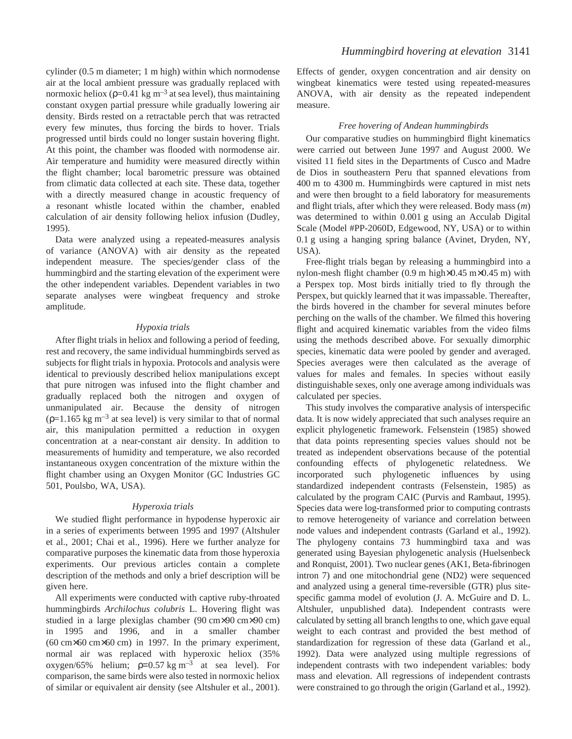cylinder (0.5 m diameter; 1 m high) within which normodense air at the local ambient pressure was gradually replaced with normoxic heliox ($\rho$=0.41 kg m$^{-3}$ at sea level), thus maintaining constant oxygen partial pressure while gradually lowering air density. Birds rested on a retractable perch that was retracted every few minutes, thus forcing the birds to hover. Trials progressed until birds could no longer sustain hovering flight. At this point, the chamber was flooded with normodense air. Air temperature and humidity were measured directly within the flight chamber; local barometric pressure was obtained from climatic data collected at each site. These data, together with a directly measured change in acoustic frequency of a resonant whistle located within the chamber, enabled calculation of air density following heliox infusion (Dudley, 1995).

Data were analyzed using a repeated-measures analysis of variance (ANOVA) with air density as the repeated independent measure. The species/gender class of the hummingbird and the starting elevation of the experiment were the other independent variables. Dependent variables in two separate analyses were wingbeat frequency and stroke amplitude.

### *Hypoxia trials*

After flight trials in heliox and following a period of feeding, rest and recovery, the same individual hummingbirds served as subjects for flight trials in hypoxia. Protocols and analysis were identical to previously described heliox manipulations except that pure nitrogen was infused into the flight chamber and gradually replaced both the nitrogen and oxygen of unmanipulated air. Because the density of nitrogen ($\rho$=1.165 kg m$^{-3}$ at sea level) is very similar to that of normal air, this manipulation permitted a reduction in oxygen concentration at a near-constant air density. In addition to measurements of humidity and temperature, we also recorded instantaneous oxygen concentration of the mixture within the flight chamber using an Oxygen Monitor (GC Industries GC 501, Poulsbo, WA, USA).

### *Hyperoxia trials*

We studied flight performance in hypodense hyperoxic air in a series of experiments between 1995 and 1997 (Altshuler et al., 2001; Chai et al., 1996). Here we further analyze for comparative purposes the kinematic data from those hyperoxia experiments. Our previous articles contain a complete description of the methods and only a brief description will be given here.

All experiments were conducted with captive ruby-throated hummingbirds *Archilochus colubris* L. Hovering flight was studied in a large plexiglas chamber (90 cm×90 cm×90 cm) in 1995 and 1996, and in a smaller chamber (60 cm×60 cm×60 cm) in 1997. In the primary experiment, normal air was replaced with hyperoxic heliox (35% oxygen/65% helium; $\rho$=0.57 kg m$^{-3}$ at sea level). For comparison, the same birds were also tested in normoxic heliox of similar or equivalent air density (see Altshuler et al., 2001). Effects of gender, oxygen concentration and air density on wingbeat kinematics were tested using repeated-measures ANOVA, with air density as the repeated independent measure.

### *Free hovering of Andean hummingbirds*

Our comparative studies on hummingbird flight kinematics were carried out between June 1997 and August 2000. We visited 11 field sites in the Departments of Cusco and Madre de Dios in southeastern Peru that spanned elevations from 400 m to 4300 m. Hummingbirds were captured in mist nets and were then brought to a field laboratory for measurements and flight trials, after which they were released. Body mass ($m$) was determined to within 0.001 g using an Acculab Digital Scale (Model #PP-2060D, Edgewood, NY, USA) or to within 0.1 g using a hanging spring balance (Avinet, Dryden, NY, USA).

Free-flight trials began by releasing a hummingbird into a nylon-mesh flight chamber (0.9 m high×0.45 m×0.45 m) with a Perspex top. Most birds initially tried to fly through the Perspex, but quickly learned that it was impassable. Thereafter, the birds hovered in the chamber for several minutes before perching on the walls of the chamber. We filmed this hovering flight and acquired kinematic variables from the video films using the methods described above. For sexually dimorphic species, kinematic data were pooled by gender and averaged. Species averages were then calculated as the average of values for males and females. In species without easily distinguishable sexes, only one average among individuals was calculated per species.

This study involves the comparative analysis of interspecific data. It is now widely appreciated that such analyses require an explicit phylogenetic framework. Felsenstein (1985) showed that data points representing species values should not be treated as independent observations because of the potential confounding effects of phylogenetic relatedness. We incorporated such phylogenetic influences by using standardized independent contrasts (Felsenstein, 1985) as calculated by the program CAIC (Purvis and Rambaut, 1995). Species data were log-transformed prior to computing contrasts to remove heterogeneity of variance and correlation between node values and independent contrasts (Garland et al., 1992). The phylogeny contains 73 hummingbird taxa and was generated using Bayesian phylogenetic analysis (Huelsenbeck and Ronquist, 2001). Two nuclear genes (AK1, Beta-fibrinogen intron 7) and one mitochondrial gene (ND2) were sequenced and analyzed using a general time-reversible (GTR) plus site-specific gamma model of evolution (J. A. McGuire and D. L. Altshuler, unpublished data). Independent contrasts were calculated by setting all branch lengths to one, which gave equal weight to each contrast and provided the best method of standardization for regression of these data (Garland et al., 1992). Data were analyzed using multiple regressions of independent contrasts with two independent variables: body mass and elevation. All regressions of independent contrasts were constrained to go through the origin (Garland et al., 1992).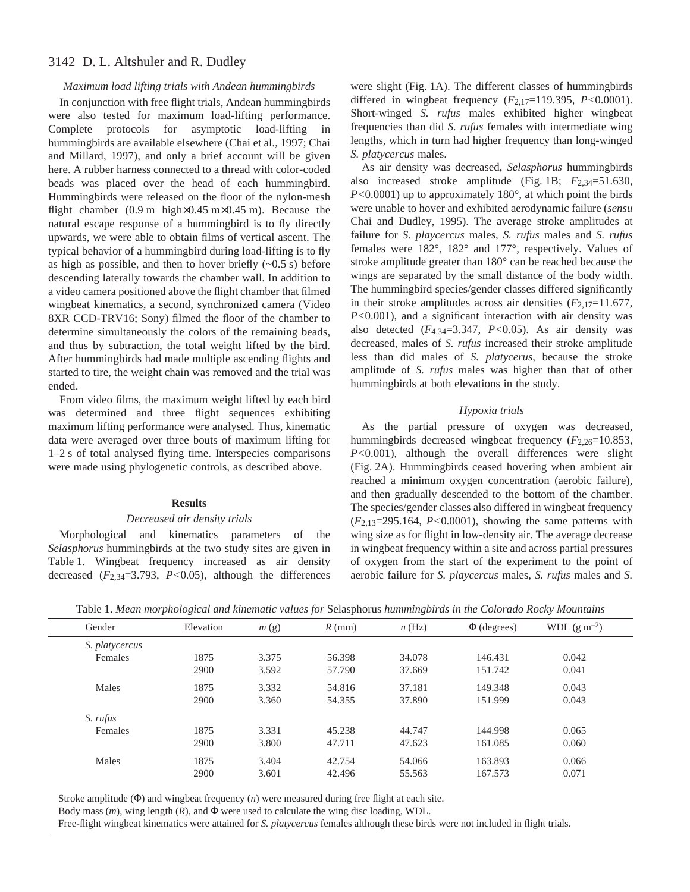*Maximum load lifting trials with Andean hummingbirds*

In conjunction with free flight trials, Andean hummingbirds were also tested for maximum load-lifting performance. Complete protocols for asymptotic load-lifting in hummingbirds are available elsewhere (Chai et al., 1997; Chai and Millard, 1997), and only a brief account will be given here. A rubber harness connected to a thread with color-coded beads was placed over the head of each hummingbird. Hummingbirds were released on the floor of the nylon-mesh flight chamber (0.9 m high×0.45 m×0.45 m). Because the natural escape response of a hummingbird is to fly directly upwards, we were able to obtain films of vertical ascent. The typical behavior of a hummingbird during load-lifting is to fly as high as possible, and then to hover briefly (~0.5 s) before descending laterally towards the chamber wall. In addition to a video camera positioned above the flight chamber that filmed wingbeat kinematics, a second, synchronized camera (Video 8XR CCD-TRV16; Sony) filmed the floor of the chamber to determine simultaneously the colors of the remaining beads, and thus by subtraction, the total weight lifted by the bird. After hummingbirds had made multiple ascending flights and started to tire, the weight chain was removed and the trial was ended.

From video films, the maximum weight lifted by each bird was determined and three flight sequences exhibiting maximum lifting performance were analysed. Thus, kinematic data were averaged over three bouts of maximum lifting for 1–2 s of total analysed flying time. Interspecies comparisons were made using phylogenetic controls, as described above.

## Results

*Decreased air density trials*

Morphological and kinematics parameters of the *Selasphorus* hummingbirds at the two study sites are given in Table 1. Wingbeat frequency increased as air density decreased ($F_{2,34}$=3.793, $P$<0.05), although the differences were slight (Fig. 1A). The different classes of hummingbirds differed in wingbeat frequency ($F_{2,17}$=119.395, $P$<0.0001). Short-winged *S. rufus* males exhibited higher wingbeat frequencies than did *S. rufus* females with intermediate wing lengths, which in turn had higher frequency than long-winged *S. platycercus* males.

As air density was decreased, *Selasphorus* hummingbirds also increased stroke amplitude (Fig. 1B; $F_{2,34}$=51.630, $P$<0.0001) up to approximately 180°, at which point the birds were unable to hover and exhibited aerodynamic failure (*sensu* Chai and Dudley, 1995). The average stroke amplitudes at failure for *S. playcercus* males, *S. rufus* males and *S. rufus* females were 182°, 182° and 177°, respectively. Values of stroke amplitude greater than 180° can be reached because the wings are separated by the small distance of the body width. The hummingbird species/gender classes differed significantly in their stroke amplitudes across air densities ($F_{2,17}$=11.677, $P$<0.001), and a significant interaction with air density was also detected ($F_{4,34}$=3.347, $P$<0.05). As air density was decreased, males of *S. rufus* increased their stroke amplitude less than did males of *S. platycercus*, because the stroke amplitude of *S. rufus* males was higher than that of other hummingbirds at both elevations in the study.

*Hypoxia trials*

As the partial pressure of oxygen was decreased, hummingbirds decreased wingbeat frequency ($F_{2,26}$=10.853, $P$<0.001), although the overall differences were slight (Fig. 2A). Hummingbirds ceased hovering when ambient air reached a minimum oxygen concentration (aerobic failure), and then gradually descended to the bottom of the chamber. The species/gender classes also differed in wingbeat frequency ($F_{2,13}$=295.164, $P$<0.0001), showing the same patterns with wing size as for flight in low-density air. The average decrease in wingbeat frequency within a site and across partial pressures of oxygen from the start of the experiment to the point of aerobic failure for *S. playcercus* males, *S. rufus* males and *S.*

Table 1. *Mean morphological and kinematic values for* Selasphorus *hummingbirds in the Colorado Rocky Mountains*

| Gender | Elevation | $m$ (g) | $R$ (mm) | $n$ (Hz) | $\Phi$ (degrees) | WDL (g m$^{-2}$) |
|---|---|---|---|---|---|---|
| *S. platycercus* | | | | | | |
| Females | 1875 | 3.375 | 56.398 | 34.078 | 146.431 | 0.042 |
| | 2900 | 3.592 | 57.790 | 37.669 | 151.742 | 0.041 |
| Males | 1875 | 3.332 | 54.816 | 37.181 | 149.348 | 0.043 |
| | 2900 | 3.360 | 54.355 | 37.890 | 151.999 | 0.043 |
| *S. rufus* | | | | | | |
| Females | 1875 | 3.331 | 45.238 | 44.747 | 144.998 | 0.065 |
| | 2900 | 3.800 | 47.711 | 47.623 | 161.085 | 0.060 |
| Males | 1875 | 3.404 | 42.754 | 54.066 | 163.893 | 0.066 |
| | 2900 | 3.601 | 42.496 | 55.563 | 167.573 | 0.071 |

Stroke amplitude ($\Phi$) and wingbeat frequency ($n$) were measured during free flight at each site.
Body mass ($m$), wing length ($R$), and $\Phi$ were used to calculate the wing disc loading, WDL.
Free-flight wingbeat kinematics were attained for *S. platycercus* females although these birds were not included in flight trials.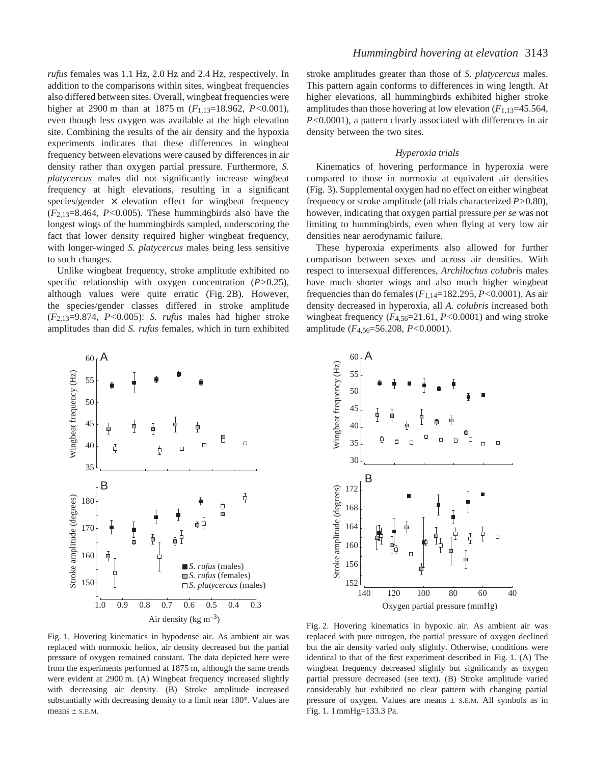*rufus* females was 1.1 Hz, 2.0 Hz and 2.4 Hz, respectively. In addition to the comparisons within sites, wingbeat frequencies also differed between sites. Overall, wingbeat frequencies were higher at 2900 m than at 1875 m ($F_{1,13}$=18.962, $P$<0.001), even though less oxygen was available at the high elevation site. Combining the results of the air density and the hypoxia experiments indicates that these differences in wingbeat frequency between elevations were caused by differences in air density rather than oxygen partial pressure. Furthermore, *S. platycercus* males did not significantly increase wingbeat frequency at high elevations, resulting in a significant species/gender × elevation effect for wingbeat frequency ($F_{2,13}$=8.464, $P$<0.005). These hummingbirds also have the longest wings of the hummingbirds sampled, underscoring the fact that lower density required higher wingbeat frequency, with longer-winged *S. platycercus* males being less sensitive to such changes.

Unlike wingbeat frequency, stroke amplitude exhibited no specific relationship with oxygen concentration ($P$>0.25), although values were quite erratic (Fig. 2B). However, the species/gender classes differed in stroke amplitude ($F_{2,13}$=9.874, $P$<0.005): *S. rufus* males had higher stroke amplitudes than did *S. rufus* females, which in turn exhibited stroke amplitudes greater than those of *S. platycercus* males. This pattern again conforms to differences in wing length. At higher elevations, all hummingbirds exhibited higher stroke amplitudes than those hovering at low elevation ($F_{1,13}$=45.564, $P$<0.0001), a pattern clearly associated with differences in air density between the two sites.

### *Hyperoxia trials*

Kinematics of hovering performance in hyperoxia were compared to those in normoxia at equivalent air densities (Fig. 3). Supplemental oxygen had no effect on either wingbeat frequency or stroke amplitude (all trials characterized $P$>0.80), however, indicating that oxygen partial pressure *per se* was not limiting to hummingbirds, even when flying at very low air densities near aerodynamic failure.

These hyperoxia experiments also allowed for further comparison between sexes and across air densities. With respect to intersexual differences, *Archilochus colubris* males have much shorter wings and also much higher wingbeat frequencies than do females ($F_{1,14}$=182.295, $P$<0.0001). As air density decreased in hyperoxia, all *A. colubris* increased both wingbeat frequency ($F_{4,56}$=21.61, $P$<0.0001) and wing stroke amplitude ($F_{4,56}$=56.208, $P$<0.0001).

Fig. 1. Hovering kinematics in hypodense air. As ambient air was replaced with normoxic heliox, air density decreased but the partial pressure of oxygen remained constant. The data depicted here were from the experiments performed at 1875 m, although the same trends were evident at 2900 m. (A) Wingbeat frequency increased slightly with decreasing air density. (B) Stroke amplitude increased substantially with decreasing density to a limit near 180°. Values are means ± S.E.M.

Fig. 2. Hovering kinematics in hypoxic air. As ambient air was replaced with pure nitrogen, the partial pressure of oxygen declined but the air density varied only slightly. Otherwise, conditions were identical to that of the first experiment described in Fig. 1. (A) The wingbeat frequency decreased slightly but significantly as oxygen partial pressure decreased (see text). (B) Stroke amplitude varied considerably but exhibited no clear pattern with changing partial pressure of oxygen. Values are means ± S.E.M. All symbols as in Fig. 1. 1 mmHg=133.3 Pa.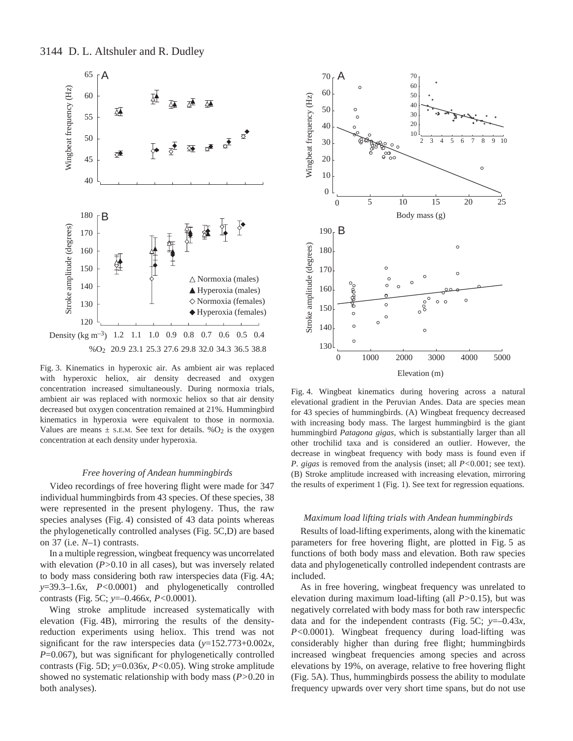Fig. 3. Kinematics in hyperoxic air. As ambient air was replaced with hyperoxic heliox, air density decreased and oxygen concentration increased simultaneously. During normoxia trials, ambient air was replaced with normoxic heliox so that air density decreased but oxygen concentration remained at 21%. Hummingbird kinematics in hyperoxia were equivalent to those in normoxia. Values are means ± S.E.M. See text for details. $\%O_2$ is the oxygen concentration at each density under hyperoxia.

Fig. 4. Wingbeat kinematics during hovering across a natural elevational gradient in the Peruvian Andes. Data are species mean for 43 species of hummingbirds. (A) Wingbeat frequency decreased with increasing body mass. The largest hummingbird is the giant hummingbird *Patagona gigas*, which is substantially larger than all other trochilid taxa and is considered an outlier. However, the decrease in wingbeat frequency with body mass is found even if *P. gigas* is removed from the analysis (inset; all $P<0.001$; see text). (B) Stroke amplitude increased with increasing elevation, mirroring the results of experiment 1 (Fig. 1). See text for regression equations.

### *Free hovering of Andean hummingbirds*

Video recordings of free hovering flight were made for 347 individual hummingbirds from 43 species. Of these species, 38 were represented in the present phylogeny. Thus, the raw species analyses (Fig. 4) consisted of 43 data points whereas the phylogenetically controlled analyses (Fig. 5C,D) are based on 37 (i.e. $N$–1) contrasts.

In a multiple regression, wingbeat frequency was uncorrelated with elevation ($P>0.10$ in all cases), but was inversely related to body mass considering both raw interspecies data (Fig. 4A; $y=39.3–1.6x$, $P<0.0001$) and phylogenetically controlled contrasts (Fig. 5C; $y=–0.466x$, $P<0.0001$).

Wing stroke amplitude increased systematically with elevation (Fig. 4B), mirroring the results of the density-reduction experiments using heliox. This trend was not significant for the raw interspecies data ($y=152.773+0.002x$, $P=0.067$), but was significant for phylogenetically controlled contrasts (Fig. 5D; $y=0.036x$, $P<0.05$). Wing stroke amplitude showed no systematic relationship with body mass ($P>0.20$ in both analyses).

### *Maximum load lifting trials with Andean hummingbirds*

Results of load-lifting experiments, along with the kinematic parameters for free hovering flight, are plotted in Fig. 5 as functions of both body mass and elevation. Both raw species data and phylogenetically controlled independent contrasts are included.

As in free hovering, wingbeat frequency was unrelated to elevation during maximum load-lifting (all $P>0.15$), but was negatively correlated with body mass for both raw interspecfic data and for the independent contrasts (Fig. 5C; $y=–0.43x$, $P<0.0001$). Wingbeat frequency during load-lifting was considerably higher than during free flight; hummingbirds increased wingbeat frequencies among species and across elevations by 19%, on average, relative to free hovering flight (Fig. 5A). Thus, hummingbirds possess the ability to modulate frequency upwards over very short time spans, but do not use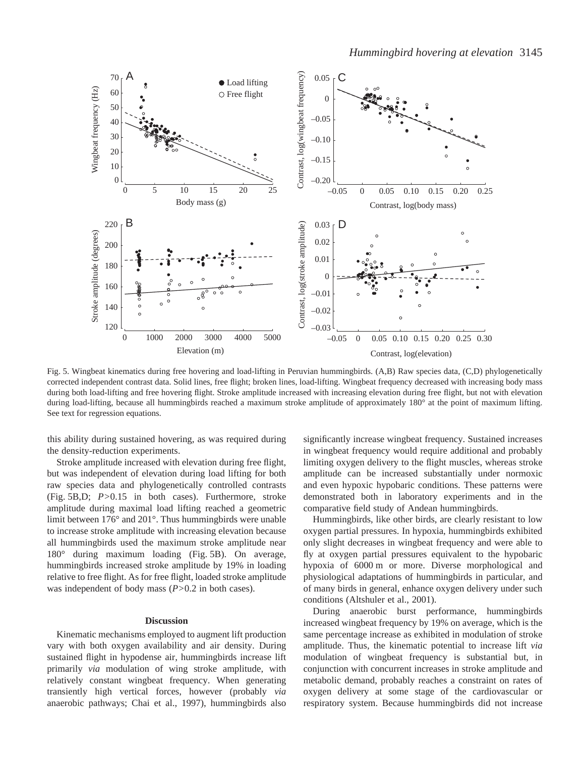Fig. 5. Wingbeat kinematics during free hovering and load-lifting in Peruvian hummingbirds. (A,B) Raw species data, (C,D) phylogenetically corrected independent contrast data. Solid lines, free flight; broken lines, load-lifting. Wingbeat frequency decreased with increasing body mass during both load-lifting and free hovering flight. Stroke amplitude increased with increasing elevation during free flight, but not with elevation during load-lifting, because all hummingbirds reached a maximum stroke amplitude of approximately 180° at the point of maximum lifting. See text for regression equations.

this ability during sustained hovering, as was required during the density-reduction experiments.

Stroke amplitude increased with elevation during free flight, but was independent of elevation during load lifting for both raw species data and phylogenetically controlled contrasts (Fig. 5B,D; $P>0.15$ in both cases). Furthermore, stroke amplitude during maximal load lifting reached a geometric limit between 176° and 201°. Thus hummingbirds were unable to increase stroke amplitude with increasing elevation because all hummingbirds used the maximum stroke amplitude near 180° during maximum loading (Fig. 5B). On average, hummingbirds increased stroke amplitude by 19% in loading relative to free flight. As for free flight, loaded stroke amplitude was independent of body mass ($P>0.2$ in both cases).

## Discussion

Kinematic mechanisms employed to augment lift production vary with both oxygen availability and air density. During sustained flight in hypodense air, hummingbirds increase lift primarily *via* modulation of wing stroke amplitude, with relatively constant wingbeat frequency. When generating transiently high vertical forces, however (probably *via* anaerobic pathways; Chai et al., 1997), hummingbirds also significantly increase wingbeat frequency. Sustained increases in wingbeat frequency would require additional and probably limiting oxygen delivery to the flight muscles, whereas stroke amplitude can be increased substantially under normoxic and even hypoxic hypobaric conditions. These patterns were demonstrated both in laboratory experiments and in the comparative field study of Andean hummingbirds.

Hummingbirds, like other birds, are clearly resistant to low oxygen partial pressures. In hypoxia, hummingbirds exhibited only slight decreases in wingbeat frequency and were able to fly at oxygen partial pressures equivalent to the hypobaric hypoxia of 6000 m or more. Diverse morphological and physiological adaptations of hummingbirds in particular, and of many birds in general, enhance oxygen delivery under such conditions (Altshuler et al., 2001).

During anaerobic burst performance, hummingbirds increased wingbeat frequency by 19% on average, which is the same percentage increase as exhibited in modulation of stroke amplitude. Thus, the kinematic potential to increase lift *via* modulation of wingbeat frequency is substantial but, in conjunction with concurrent increases in stroke amplitude and metabolic demand, probably reaches a constraint on rates of oxygen delivery at some stage of the cardiovascular or respiratory system. Because hummingbirds did not increase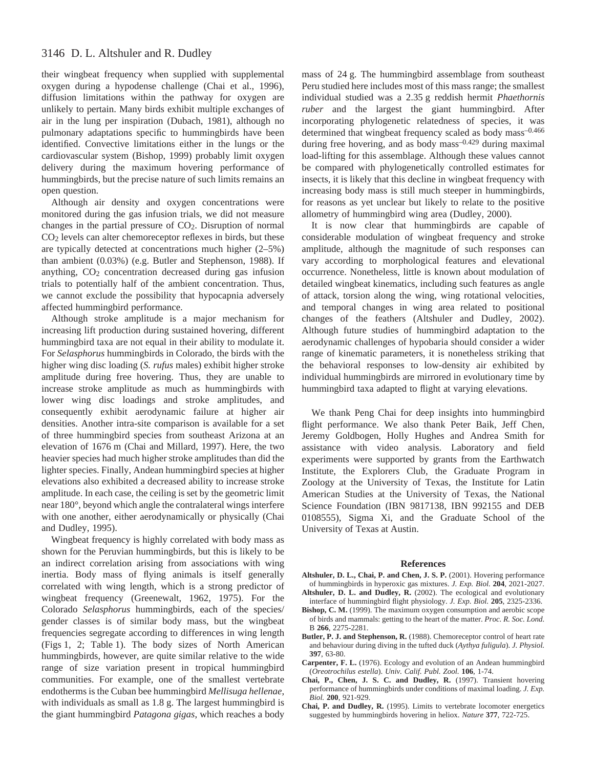their wingbeat frequency when supplied with supplemental oxygen during a hypodense challenge (Chai et al., 1996), diffusion limitations within the pathway for oxygen are unlikely to pertain. Many birds exhibit multiple exchanges of air in the lung per inspiration (Dubach, 1981), although no pulmonary adaptations specific to hummingbirds have been identified. Convective limitations either in the lungs or the cardiovascular system (Bishop, 1999) probably limit oxygen delivery during the maximum hovering performance of hummingbirds, but the precise nature of such limits remains an open question.

Although air density and oxygen concentrations were monitored during the gas infusion trials, we did not measure changes in the partial pressure of $CO_2$. Disruption of normal $CO_2$ levels can alter chemoreceptor reflexes in birds, but these are typically detected at concentrations much higher (2–5%) than ambient (0.03%) (e.g. Butler and Stephenson, 1988). If anything, $CO_2$ concentration decreased during gas infusion trials to potentially half of the ambient concentration. Thus, we cannot exclude the possibility that hypocapnia adversely affected hummingbird performance.

Although stroke amplitude is a major mechanism for increasing lift production during sustained hovering, different hummingbird taxa are not equal in their ability to modulate it. For *Selasphorus* hummingbirds in Colorado, the birds with the higher wing disc loading (*S. rufus* males) exhibit higher stroke amplitude during free hovering. Thus, they are unable to increase stroke amplitude as much as hummingbirds with lower wing disc loadings and stroke amplitudes, and consequently exhibit aerodynamic failure at higher air densities. Another intra-site comparison is available for a set of three hummingbird species from southeast Arizona at an elevation of 1676 m (Chai and Millard, 1997). Here, the two heavier species had much higher stroke amplitudes than did the lighter species. Finally, Andean hummingbird species at higher elevations also exhibited a decreased ability to increase stroke amplitude. In each case, the ceiling is set by the geometric limit near 180°, beyond which angle the contralateral wings interfere with one another, either aerodynamically or physically (Chai and Dudley, 1995).

Wingbeat frequency is highly correlated with body mass as shown for the Peruvian hummingbirds, but this is likely to be an indirect correlation arising from associations with wing inertia. Body mass of flying animals is itself generally correlated with wing length, which is a strong predictor of wingbeat frequency (Greenewalt, 1962, 1975). For the Colorado *Selasphorus* hummingbirds, each of the species/gender classes is of similar body mass, but the wingbeat frequencies segregate according to differences in wing length (Figs 1, 2; Table 1). The body sizes of North American hummingbirds, however, are quite similar relative to the wide range of size variation present in tropical hummingbird communities. For example, one of the smallest vertebrate endotherms is the Cuban bee hummingbird *Mellisuga hellenae*, with individuals as small as 1.8 g. The largest hummingbird is the giant hummingbird *Patagona gigas*, which reaches a body mass of 24 g. The hummingbird assemblage from southeast Peru studied here includes most of this mass range; the smallest individual studied was a 2.35 g reddish hermit *Phaethornis ruber* and the largest the giant hummingbird. After incorporating phylogenetic relatedness of species, it was determined that wingbeat frequency scaled as body mass$^{-0.466}$ during free hovering, and as body mass$^{-0.429}$ during maximal load-lifting for this assemblage. Although these values cannot be compared with phylogenetically controlled estimates for insects, it is likely that this decline in wingbeat frequency with increasing body mass is still much steeper in hummingbirds, for reasons as yet unclear but likely to relate to the positive allometry of hummingbird wing area (Dudley, 2000).

It is now clear that hummingbirds are capable of considerable modulation of wingbeat frequency and stroke amplitude, although the magnitude of such responses can vary according to morphological features and elevational occurrence. Nonetheless, little is known about modulation of detailed wingbeat kinematics, including such features as angle of attack, torsion along the wing, wing rotational velocities, and temporal changes in wing area related to positional changes of the feathers (Altshuler and Dudley, 2002). Although future studies of hummingbird adaptation to the aerodynamic challenges of hypobaria should consider a wider range of kinematic parameters, it is nonetheless striking that the behavioral responses to low-density air exhibited by individual hummingbirds are mirrored in evolutionary time by hummingbird taxa adapted to flight at varying elevations.

We thank Peng Chai for deep insights into hummingbird flight performance. We also thank Peter Baik, Jeff Chen, Jeremy Goldbogen, Holly Hughes and Andrea Smith for assistance with video analysis. Laboratory and field experiments were supported by grants from the Earthwatch Institute, the Explorers Club, the Graduate Program in Zoology at the University of Texas, the Institute for Latin American Studies at the University of Texas, the National Science Foundation (IBN 9817138, IBN 992155 and DEB 0108555), Sigma Xi, and the Graduate School of the University of Texas at Austin.

## References

**Altshuler, D. L., Chai, P. and Chen, J. S. P.** (2001). Hovering performance of hummingbirds in hyperoxic gas mixtures. *J. Exp. Biol.* **204**, 2021-2027.

**Altshuler, D. L. and Dudley, R.** (2002). The ecological and evolutionary interface of hummingbird flight physiology. *J. Exp. Biol.* **205**, 2325-2336.

**Bishop, C. M.** (1999). The maximum oxygen consumption and aerobic scope of birds and mammals: getting to the heart of the matter. *Proc. R. Soc. Lond.* B **266**, 2275-2281.

**Butler, P. J. and Stephenson, R.** (1988). Chemoreceptor control of heart rate and behaviour during diving in the tufted duck (*Aythya fuligula*). *J. Physiol.* **397**, 63-80.

**Carpenter, F. L.** (1976). Ecology and evolution of an Andean hummingbird (*Oreotrochilus estella*). *Univ. Calif. Publ. Zool.* **106**, 1-74.

**Chai, P., Chen, J. S. C. and Dudley, R.** (1997). Transient hovering performance of hummingbirds under conditions of maximal loading. *J. Exp. Biol.* **200**, 921-929.

**Chai, P. and Dudley, R.** (1995). Limits to vertebrate locomoter energetics suggested by hummingbirds hovering in heliox. *Nature* **377**, 722-725.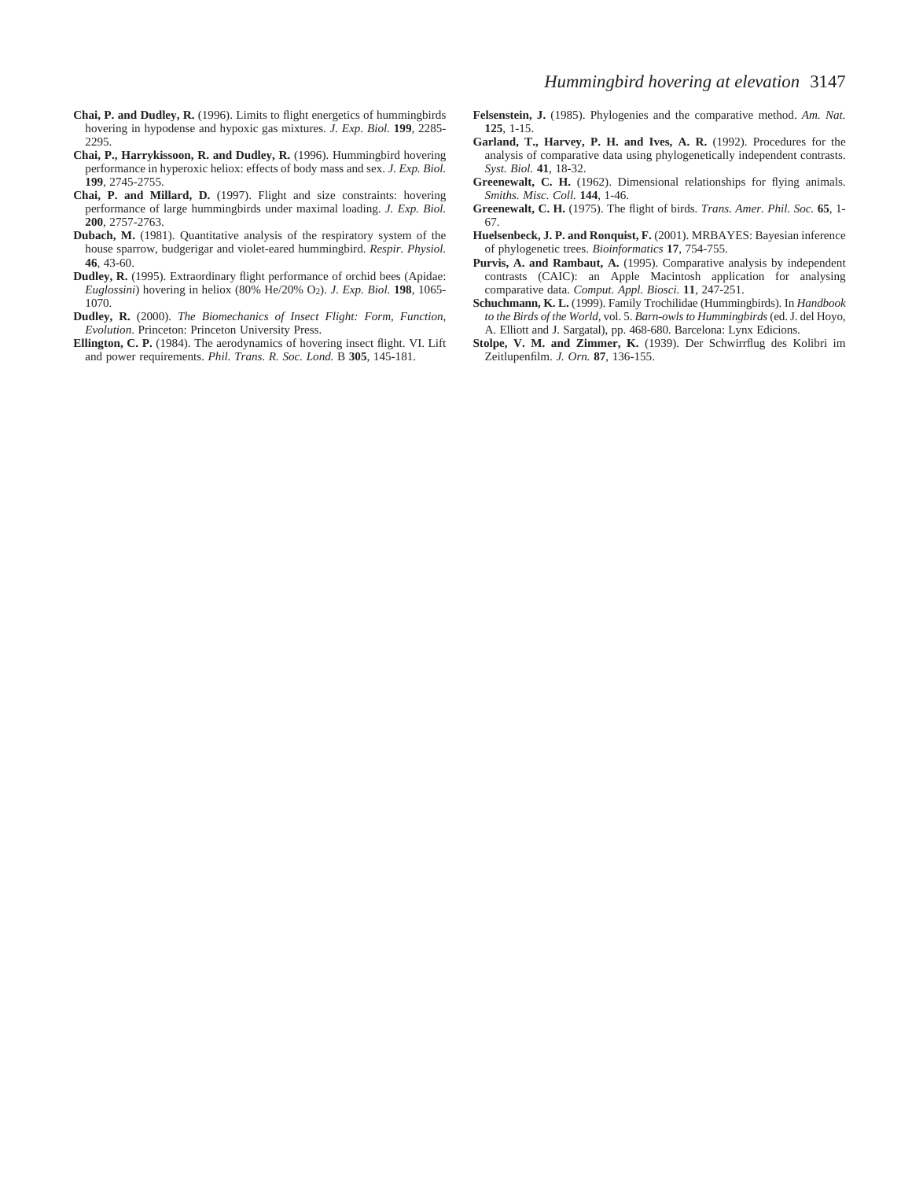**Chai, P. and Dudley, R.** (1996). Limits to flight energetics of hummingbirds hovering in hypodense and hypoxic gas mixtures. *J. Exp. Biol.* **199**, 2285-2295.

**Chai, P., Harrykissoon, R. and Dudley, R.** (1996). Hummingbird hovering performance in hyperoxic heliox: effects of body mass and sex. *J. Exp. Biol.* **199**, 2745-2755.

**Chai, P. and Millard, D.** (1997). Flight and size constraints: hovering performance of large hummingbirds under maximal loading. *J. Exp. Biol.* **200**, 2757-2763.

**Dubach, M.** (1981). Quantitative analysis of the respiratory system of the house sparrow, budgerigar and violet-eared hummingbird. *Respir. Physiol.* **46**, 43-60.

**Dudley, R.** (1995). Extraordinary flight performance of orchid bees (Apidae: *Euglossini*) hovering in heliox (80% He/20% $O_2$). *J. Exp. Biol.* **198**, 1065-1070.

**Dudley, R.** (2000). *The Biomechanics of Insect Flight: Form, Function, Evolution*. Princeton: Princeton University Press.

**Ellington, C. P.** (1984). The aerodynamics of hovering insect flight. VI. Lift and power requirements. *Phil. Trans. R. Soc. Lond.* B **305**, 145-181.

**Felsenstein, J.** (1985). Phylogenies and the comparative method. *Am. Nat.* **125**, 1-15.

**Garland, T., Harvey, P. H. and Ives, A. R.** (1992). Procedures for the analysis of comparative data using phylogenetically independent contrasts. *Syst. Biol.* **41**, 18-32.

**Greenewalt, C. H.** (1962). Dimensional relationships for flying animals. *Smiths. Misc. Coll.* **144**, 1-46.

**Greenewalt, C. H.** (1975). The flight of birds. *Trans. Amer. Phil. Soc.* **65**, 1-67.

**Huelsenbeck, J. P. and Ronquist, F.** (2001). MRBAYES: Bayesian inference of phylogenetic trees. *Bioinformatics* **17**, 754-755.

**Purvis, A. and Rambaut, A.** (1995). Comparative analysis by independent contrasts (CAIC): an Apple Macintosh application for analysing comparative data. *Comput. Appl. Biosci.* **11**, 247-251.

**Schuchmann, K. L.** (1999). Family Trochilidae (Hummingbirds). In *Handbook to the Birds of the World*, vol. 5. *Barn-owls to Hummingbirds* (ed. J. del Hoyo, A. Elliott and J. Sargatal), pp. 468-680. Barcelona: Lynx Edicions.

**Stolpe, V. M. and Zimmer, K.** (1939). Der Schwirrflug des Kolibri im Zeitlupenfilm. *J. Orn.* **87**, 136-155.